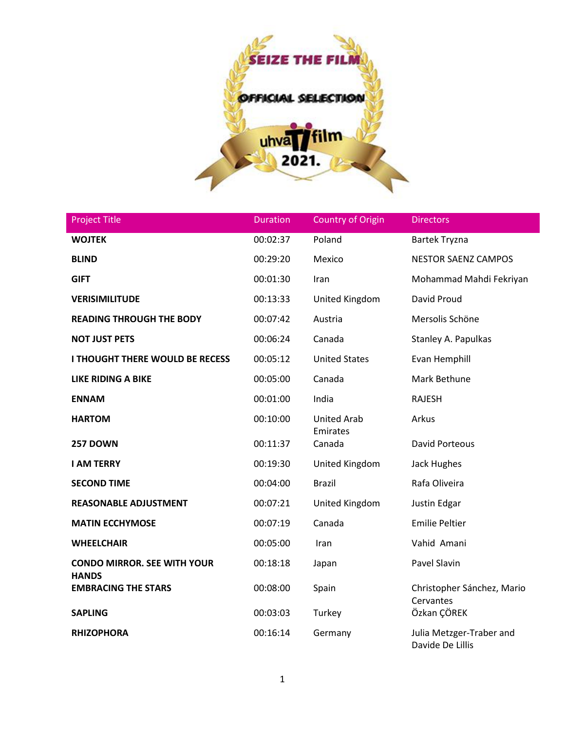SEIZE THE FILM

OFFICIAL SELECTION

uhvaTifilm

2021.

| Project Title | Duration | Country of Origin | Directors |
|---|---|---|---|
| **WOJTEK** | 00:02:37 | Poland | Bartek Tryzna |
| **BLIND** | 00:29:20 | Mexico | NESTOR SAENZ CAMPOS |
| **GIFT** | 00:01:30 | Iran | Mohammad Mahdi Fekriyan |
| **VERISIMILITUDE** | 00:13:33 | United Kingdom | David Proud |
| **READING THROUGH THE BODY** | 00:07:42 | Austria | Mersolis Schöne |
| **NOT JUST PETS** | 00:06:24 | Canada | Stanley A. Papulkas |
| **I THOUGHT THERE WOULD BE RECESS** | 00:05:12 | United States | Evan Hemphill |
| **LIKE RIDING A BIKE** | 00:05:00 | Canada | Mark Bethune |
| **ENNAM** | 00:01:00 | India | RAJESH |
| **HARTOM** | 00:10:00 | United Arab Emirates | Arkus |
| **257 DOWN** | 00:11:37 | Canada | David Porteous |
| **I AM TERRY** | 00:19:30 | United Kingdom | Jack Hughes |
| **SECOND TIME** | 00:04:00 | Brazil | Rafa Oliveira |
| **REASONABLE ADJUSTMENT** | 00:07:21 | United Kingdom | Justin Edgar |
| **MATIN ECCHYMOSE** | 00:07:19 | Canada | Emilie Peltier |
| **WHEELCHAIR** | 00:05:00 | Iran | Vahid Amani |
| **CONDO MIRROR. SEE WITH YOUR HANDS** | 00:18:18 | Japan | Pavel Slavin |
| **EMBRACING THE STARS** | 00:08:00 | Spain | Christopher Sánchez, Mario Cervantes |
| **SAPLING** | 00:03:03 | Turkey | Özkan ÇÖREK |
| **RHIZOPHORA** | 00:16:14 | Germany | Julia Metzger-Traber and Davide De Lillis |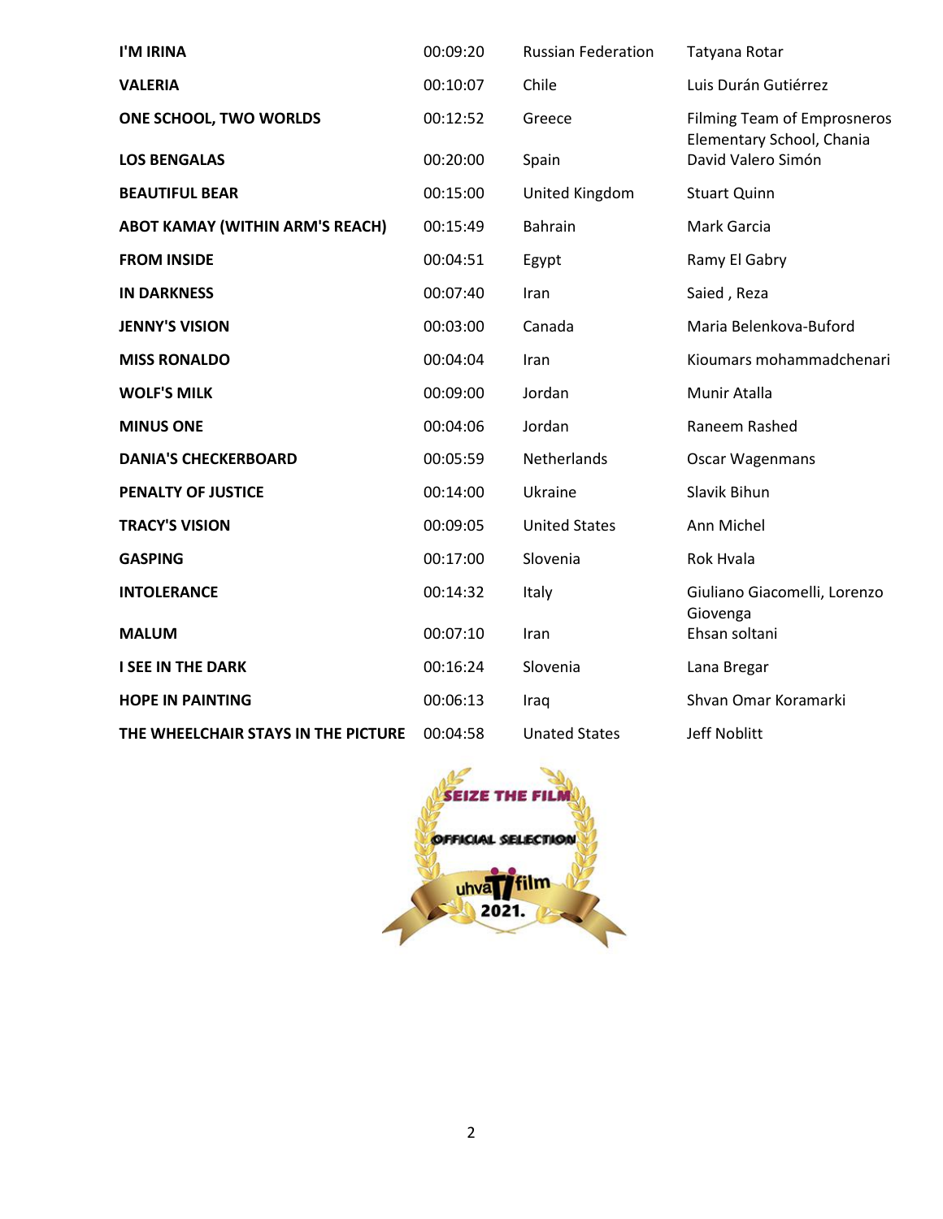| | | | |
|---|---|---|---|
| **I'M IRINA** | 00:09:20 | Russian Federation | Tatyana Rotar |
| **VALERIA** | 00:10:07 | Chile | Luis Durán Gutiérrez |
| **ONE SCHOOL, TWO WORLDS** | 00:12:52 | Greece | Filming Team of Emprosneros Elementary School, Chania |
| **LOS BENGALAS** | 00:20:00 | Spain | David Valero Simón |
| **BEAUTIFUL BEAR** | 00:15:00 | United Kingdom | Stuart Quinn |
| **ABOT KAMAY (WITHIN ARM'S REACH)** | 00:15:49 | Bahrain | Mark Garcia |
| **FROM INSIDE** | 00:04:51 | Egypt | Ramy El Gabry |
| **IN DARKNESS** | 00:07:40 | Iran | Saied , Reza |
| **JENNY'S VISION** | 00:03:00 | Canada | Maria Belenkova-Buford |
| **MISS RONALDO** | 00:04:04 | Iran | Kioumars mohammadchenari |
| **WOLF'S MILK** | 00:09:00 | Jordan | Munir Atalla |
| **MINUS ONE** | 00:04:06 | Jordan | Raneem Rashed |
| **DANIA'S CHECKERBOARD** | 00:05:59 | Netherlands | Oscar Wagenmans |
| **PENALTY OF JUSTICE** | 00:14:00 | Ukraine | Slavik Bihun |
| **TRACY'S VISION** | 00:09:05 | United States | Ann Michel |
| **GASPING** | 00:17:00 | Slovenia | Rok Hvala |
| **INTOLERANCE** | 00:14:32 | Italy | Giuliano Giacomelli, Lorenzo Giovenga |
| **MALUM** | 00:07:10 | Iran | Ehsan soltani |
| **I SEE IN THE DARK** | 00:16:24 | Slovenia | Lana Bregar |
| **HOPE IN PAINTING** | 00:06:13 | Iraq | Shvan Omar Koramarki |
| **THE WHEELCHAIR STAYS IN THE PICTURE** | 00:04:58 | Unated States | Jeff Noblitt |

SEIZE THE FILM

OFFICIAL SELECTION

uhvaTIfilm

2021.